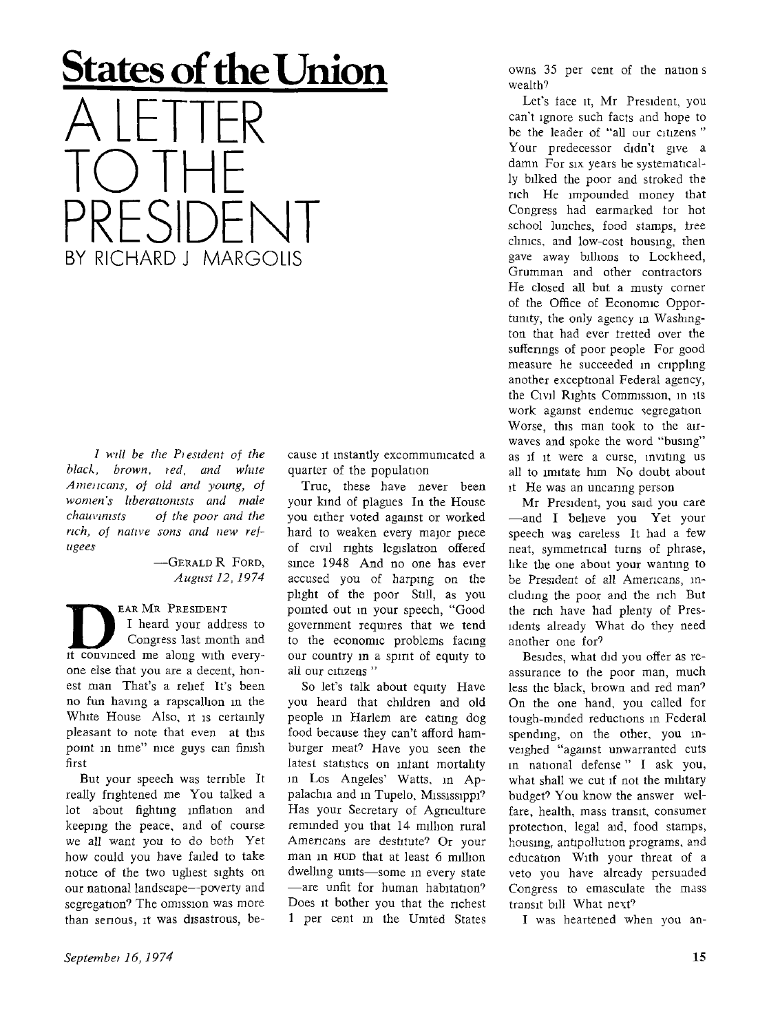# States of the Union

# A LETTER TO THE PRESIDENT

BY RICHARD J MARGOLIS

*I will be the President of the black, brown, red, and white Americans, of old and young, of women's liberationists and male chauvinists of the poor and the rich, of native sons and new refugees*

—GERALD R FORD, *August 12, 1974*

DEAR MR PRESIDENT

I heard your address to Congress last month and it convinced me along with everyone else that you are a decent, honest man That's a relief It's been no fun having a rapscallion in the White House Also, it is certainly pleasant to note that even at this point in time" nice guys can finish first

But your speech was terrible It really frightened me You talked a lot about fighting inflation and keeping the peace, and of course we all want you to do both Yet how could you have failed to take notice of the two ugliest sights on our national landscape—poverty and segregation? The omission was more than serious, it was disastrous, because it instantly excommunicated a quarter of the population

True, these have never been your kind of plagues In the House you either voted against or worked hard to weaken every major piece of civil rights legislation offered since 1948 And no one has ever accused you of harping on the plight of the poor Still, as you pointed out in your speech, "Good government requires that we tend to the economic problems facing our country in a spirit of equity to all our citizens "

So let's talk about equity Have you heard that children and old people in Harlem are eating dog food because they can't afford hamburger meat? Have you seen the latest statistics on infant mortality in Los Angeles' Watts, in Appalachia and in Tupelo, Mississippi? Has your Secretary of Agriculture reminded you that 14 million rural Americans are destitute? Or your man in HUD that at least 6 million dwelling units—some in every state —are unfit for human habitation? Does it bother you that the richest 1 per cent in the United States owns 35 per cent of the nation s wealth?

Let's face it, Mr President, you can't ignore such facts and hope to be the leader of "all our citizens " Your predecessor didn't give a damn For six years he systematically bilked the poor and stroked the rich He impounded money that Congress had earmarked for hot school lunches, food stamps, free clinics, and low-cost housing, then gave away billions to Lockheed, Grumman and other contractors He closed all but a musty corner of the Office of Economic Opportunity, the only agency in Washington that had ever fretted over the sufferings of poor people For good measure he succeeded in crippling another exceptional Federal agency, the Civil Rights Commission, in its work against endemic segregation Worse, this man took to the airwaves and spoke the word "busing" as if it were a curse, inviting us all to imitate him No doubt about it He was an uncaring person

Mr President, you said you care —and I believe you Yet your speech was careless It had a few neat, symmetrical turns of phrase, like the one about your wanting to be President of all Americans, including the poor and the rich But the rich have had plenty of Presidents already What do they need another one for?

Besides, what did you offer as reassurance to the poor man, much less the black, brown and red man? On the one hand, you called for tough-minded reductions in Federal spending, on the other, you inveighed "against unwarranted cuts in national defense " I ask you, what shall we cut if not the military budget? You know the answer welfare, health, mass transit, consumer protection, legal aid, food stamps, housing, antipollution programs, and education With your threat of a veto you have already persuaded Congress to emasculate the mass transit bill What next?

I was heartened when you an-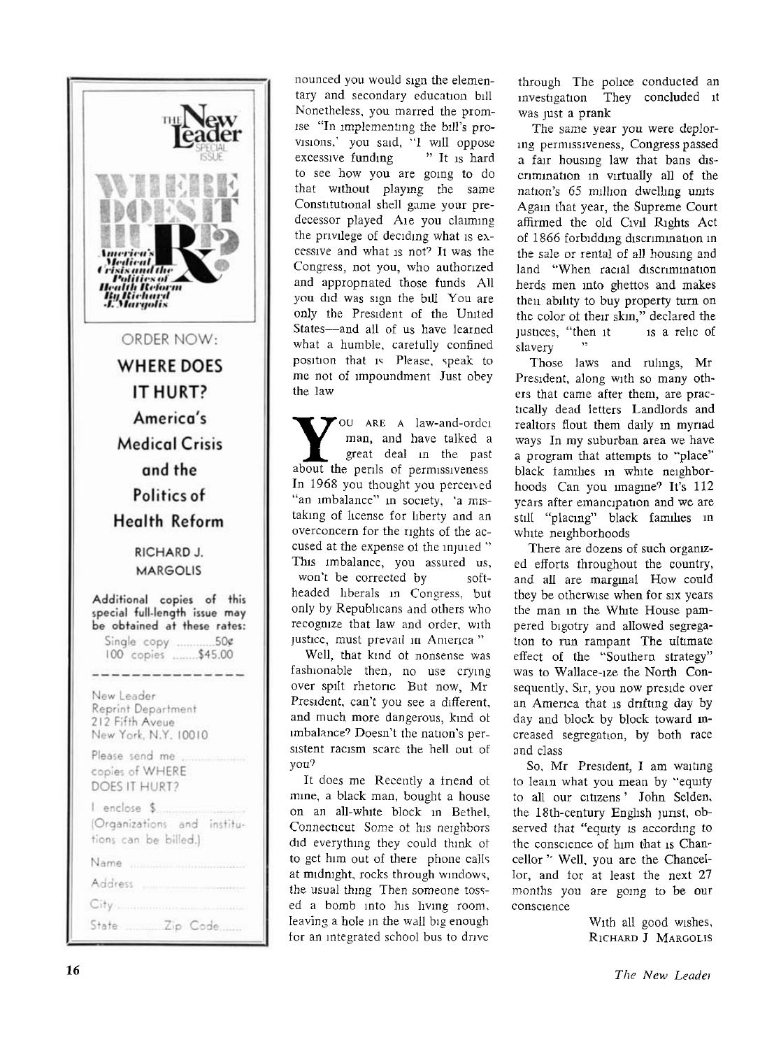THE New Leader SPECIAL ISSUE

WHERE DOES IT HURT?

America's Medical Crisis and the Politics of Health Reform

By Richard J. Margolis

ORDER NOW:

**WHERE DOES IT HURT?**

**America's Medical Crisis and the Politics of Health Reform**

RICHARD J. MARGOLIS

**Additional copies of this special full-length issue may be obtained at these rates:**

Single copy ............50¢
100 copies ........$45.00

---

New Leader
Reprint Department
212 Fifth Aveue
New York, N.Y. 10010

Please send me .................. copies of WHERE DOES IT HURT?

I enclose $..................
(Organizations and institutions can be billed.)

Name ..................................

Address ..................................

City ..................................

State ............Zip Code.......

nounced you would sign the elementary and secondary education bill Nonetheless, you marred the promise "In implementing the bill's provisions," you said, "I will oppose excessive funding " It is hard to see how you are going to do that without playing the same Constitutional shell game your predecessor played Are you claiming the privilege of deciding what is excessive and what is not? It was the Congress, not you, who authorized and appropriated those funds All you did was sign the bill You are only the President of the United States—and all of us have learned what a humble, carefully confined position that is Please, speak to me not of impoundment Just obey the law

YOU ARE A law-and-order man, and have talked a great deal in the past about the perils of permissiveness In 1968 you thought you perceived "an imbalance" in society, "a mistaking of license for liberty and an overconcern for the rights of the accused at the expense of the injured " This imbalance, you assured us, won't be corrected by soft-headed liberals in Congress, but only by Republicans and others who recognize that law and order, with justice, must prevail in America "

Well, that kind of nonsense was fashionable then, no use crying over spilt rhetoric But now, Mr President, can't you see a different, and much more dangerous, kind of imbalance? Doesn't the nation's persistent racism scare the hell out of you?

It does me Recently a friend of mine, a black man, bought a house on an all-white block in Bethel, Connecticut Some of his neighbors did everything they could think of to get him out of there phone calls at midnight, rocks through windows, the usual thing Then someone tossed a bomb into his living room, leaving a hole in the wall big enough for an integrated school bus to drive through The police conducted an investigation They concluded it was just a prank

The same year you were deploring permissiveness, Congress passed a fair housing law that bans discrimination in virtually all of the nation's 65 million dwelling units Again that year, the Supreme Court affirmed the old Civil Rights Act of 1866 forbidding discrimination in the sale or rental of all housing and land "When racial discrimination herds men into ghettos and makes their ability to buy property turn on the color of their skin," declared the justices, "then it is a relic of slavery "

Those laws and rulings, Mr President, along with so many others that came after them, are practically dead letters Landlords and realtors flout them daily in myriad ways In my suburban area we have a program that attempts to "place" black families in white neighborhoods Can you imagine? It's 112 years after emancipation and we are still "placing" black families in white neighborhoods

There are dozens of such organized efforts throughout the country, and all are marginal How could they be otherwise when for six years the man in the White House pampered bigotry and allowed segregation to run rampant The ultimate effect of the "Southern strategy" was to Wallace-ize the North Consequently, Sir, you now preside over an America that is drifting day by day and block by block toward increased segregation, by both race and class

So, Mr President, I am waiting to learn what you mean by "equity to all our citizens" John Selden, the 18th-century English jurist, observed that "equity is according to the conscience of him that is Chancellor " Well, you are the Chancellor, and for at least the next 27 months you are going to be our conscience

With all good wishes,
RICHARD J MARGOLIS